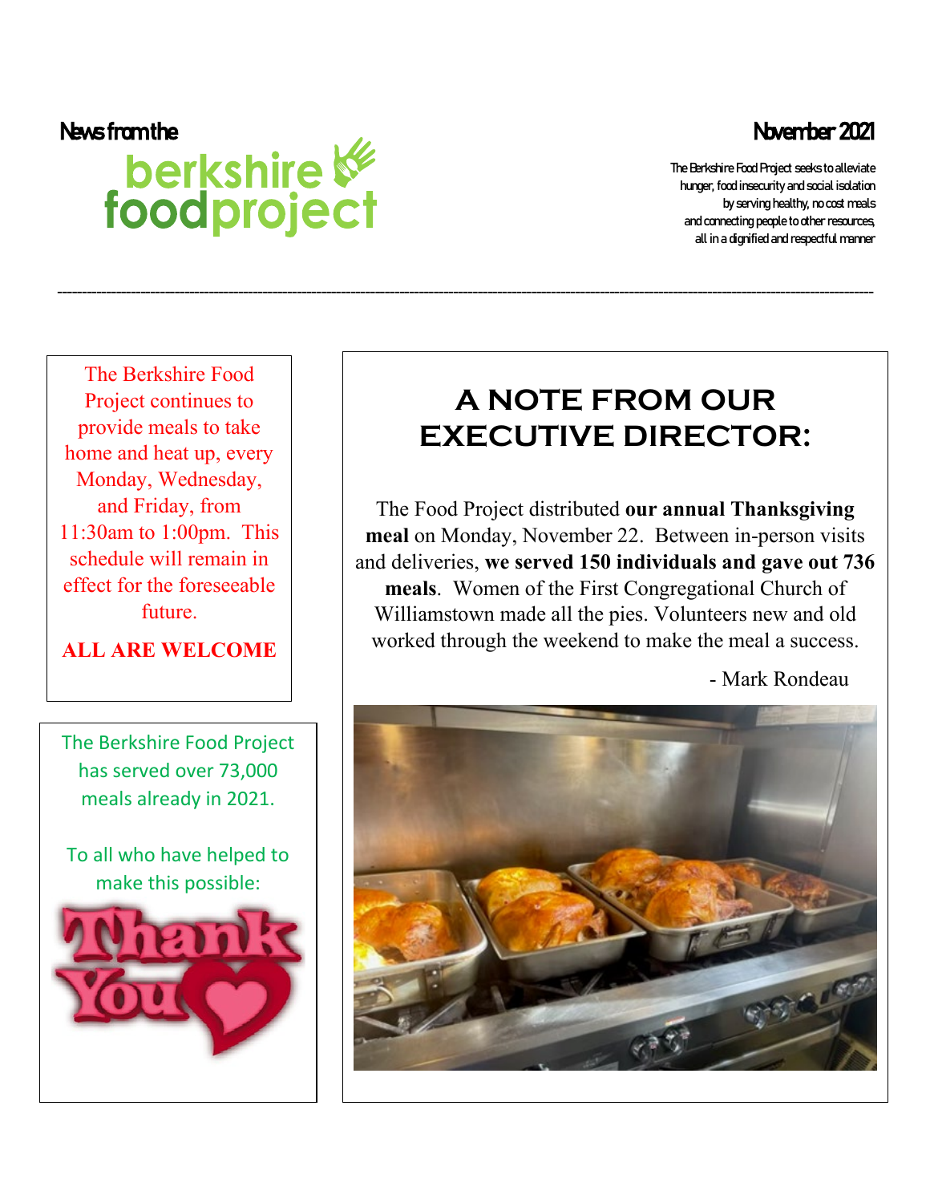News from the

**berkshire foodproject**

November 2021

The Berkshire Food Project seeks to alleviate hunger, food insecurity and social isolation by serving healthy, no cost meals and connecting people to other resources, all in a dignified and respectful manner

---

The Berkshire Food Project continues to provide meals to take home and heat up, every Monday, Wednesday, and Friday, from 11:30am to 1:00pm. This schedule will remain in effect for the foreseeable future.

**ALL ARE WELCOME**

The Berkshire Food Project has served over 73,000 meals already in 2021.

To all who have helped to make this possible:

Thank You

# A NOTE FROM OUR EXECUTIVE DIRECTOR:

The Food Project distributed **our annual Thanksgiving meal** on Monday, November 22. Between in-person visits and deliveries, **we served 150 individuals and gave out 736 meals**. Women of the First Congregational Church of Williamstown made all the pies. Volunteers new and old worked through the weekend to make the meal a success.

- Mark Rondeau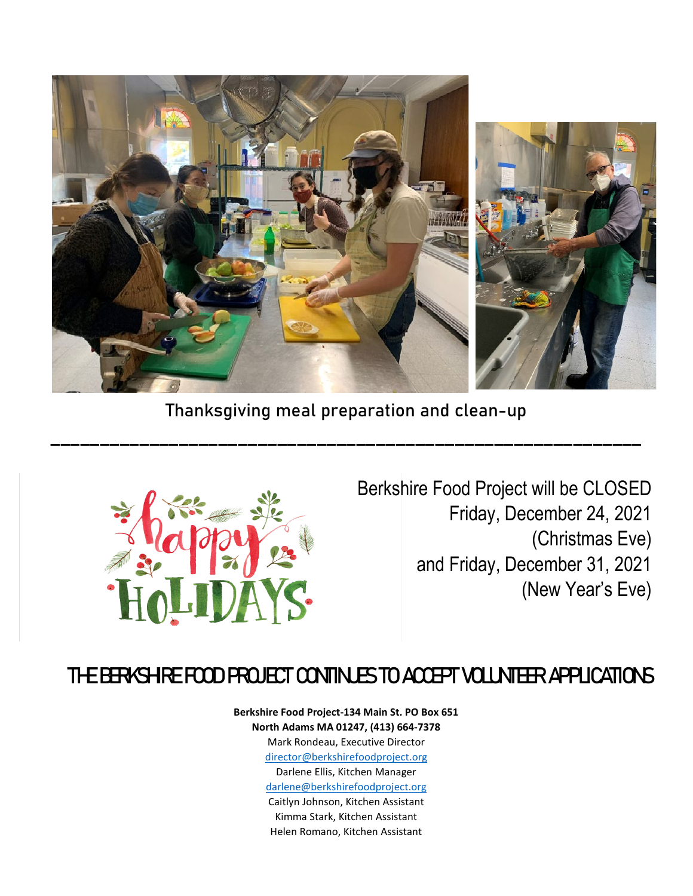Thanksgiving meal preparation and clean-up

---

Berkshire Food Project will be CLOSED
Friday, December 24, 2021
(Christmas Eve)
and Friday, December 31, 2021
(New Year's Eve)

## THE BERKSHIRE FOOD PROJECT CONTINUES TO ACCEPT VOLUNTEER APPLICATIONS

**Berkshire Food Project-134 Main St. PO Box 651**
**North Adams MA 01247, (413) 664-7378**
Mark Rondeau, Executive Director
director@berkshirefoodproject.org
Darlene Ellis, Kitchen Manager
darlene@berkshirefoodproject.org
Caitlyn Johnson, Kitchen Assistant
Kimma Stark, Kitchen Assistant
Helen Romano, Kitchen Assistant